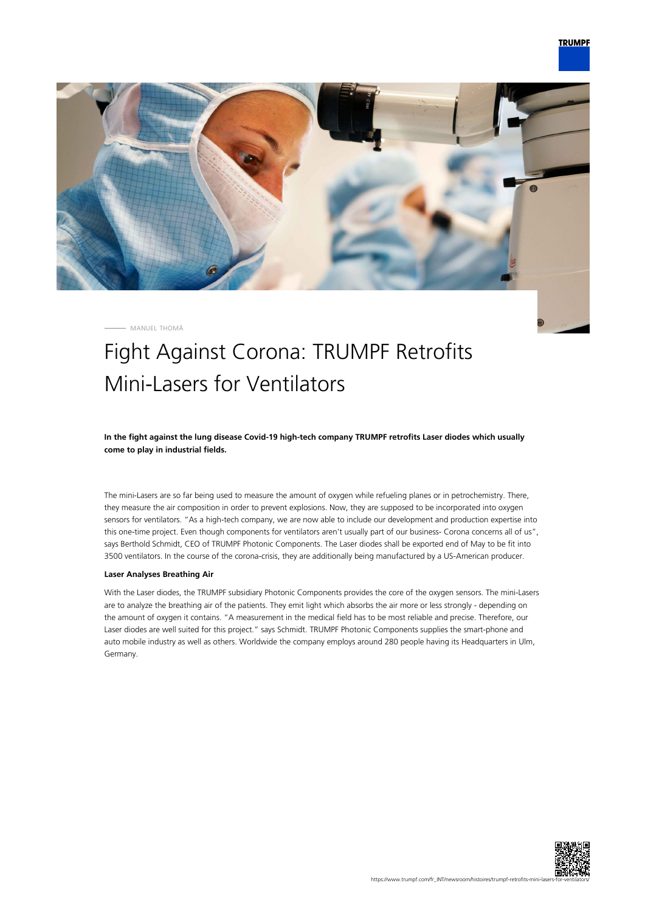MANUEL THOMÄ

# Fight Against Corona: TRUMPF Retrofits Mini-Lasers for Ventilators

**In the fight against the lung disease Covid-19 high-tech company TRUMPF retrofits Laser diodes which usually come to play in industrial fields.**

The mini-Lasers are so far being used to measure the amount of oxygen while refueling planes or in petrochemistry. There, they measure the air composition in order to prevent explosions. Now, they are supposed to be incorporated into oxygen sensors for ventilators. “As a high-tech company, we are now able to include our development and production expertise into this one-time project. Even though components for ventilators aren’t usually part of our business- Corona concerns all of us”, says Berthold Schmidt, CEO of TRUMPF Photonic Components. The Laser diodes shall be exported end of May to be fit into 3500 ventilators. In the course of the corona-crisis, they are additionally being manufactured by a US-American producer.

### Laser Analyses Breathing Air

With the Laser diodes, the TRUMPF subsidiary Photonic Components provides the core of the oxygen sensors. The mini-Lasers are to analyze the breathing air of the patients. They emit light which absorbs the air more or less strongly - depending on the amount of oxygen it contains. “A measurement in the medical field has to be most reliable and precise. Therefore, our Laser diodes are well suited for this project.” says Schmidt. TRUMPF Photonic Components supplies the smart-phone and auto mobile industry as well as others. Worldwide the company employs around 280 people having its Headquarters in Ulm, Germany.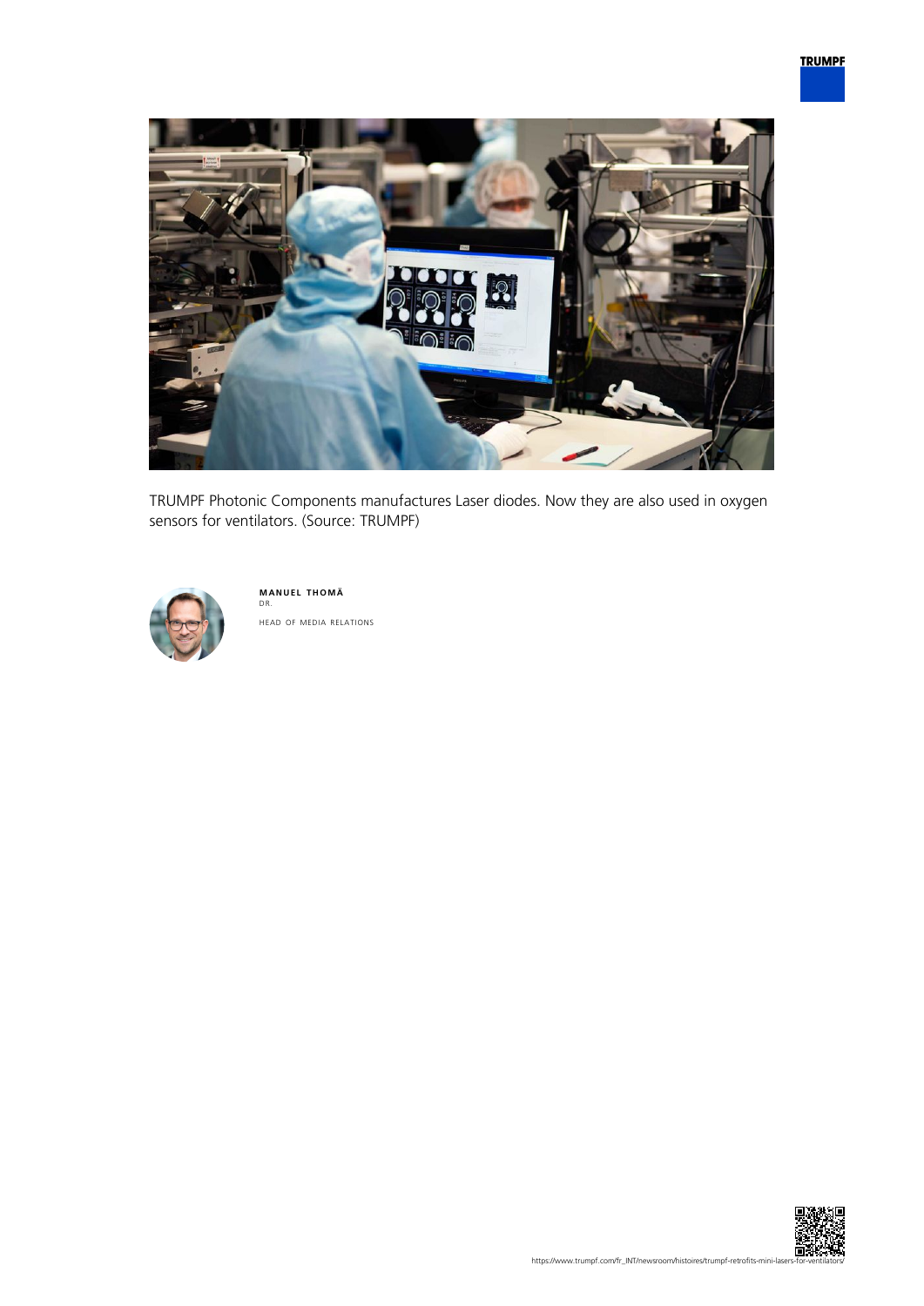TRUMPF Photonic Components manufactures Laser diodes. Now they are also used in oxygen sensors for ventilators. (Source: TRUMPF)

**MANUEL THOMÄ**
DR.
HEAD OF MEDIA RELATIONS